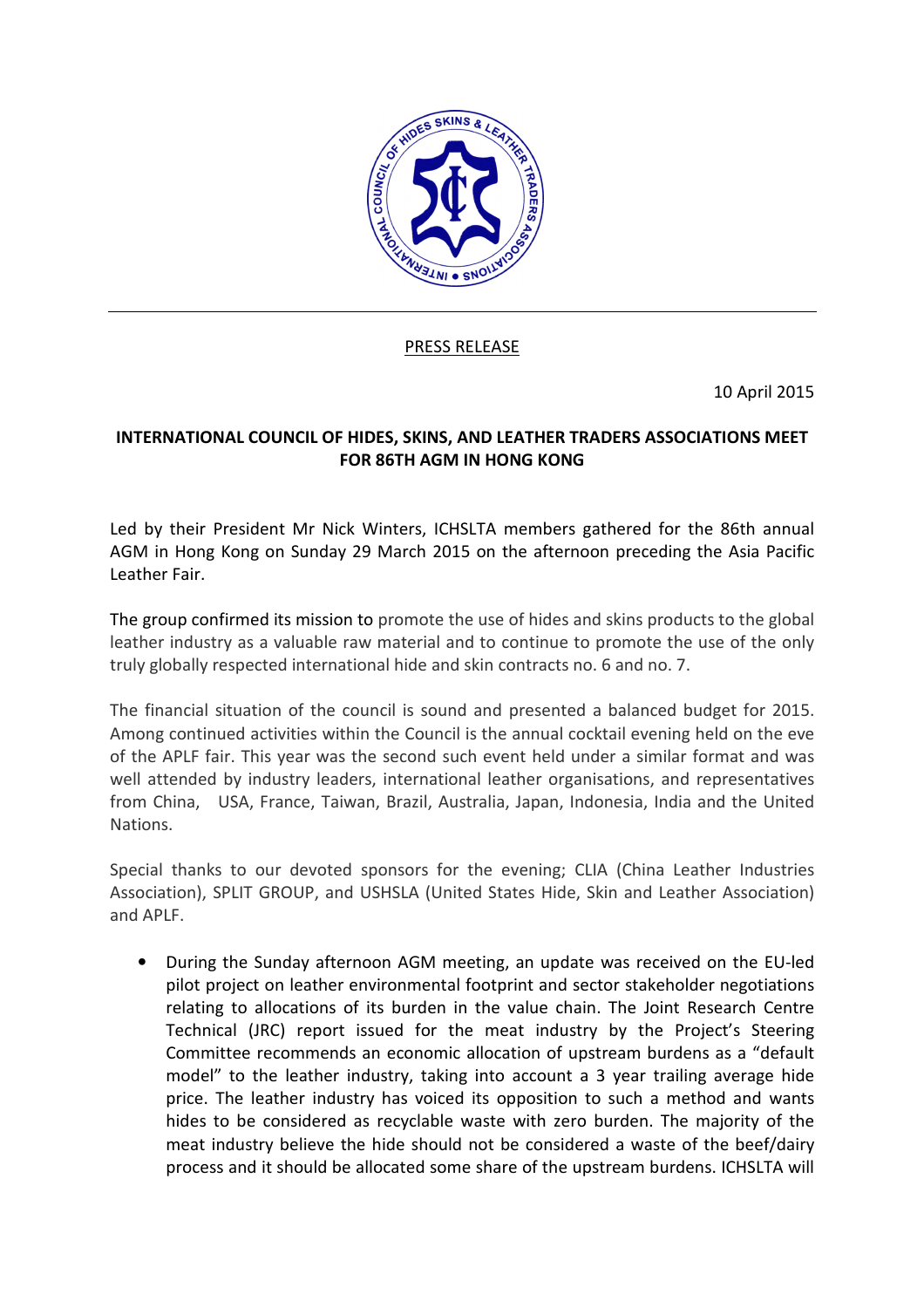PRESS RELEASE

10 April 2015

**INTERNATIONAL COUNCIL OF HIDES, SKINS, AND LEATHER TRADERS ASSOCIATIONS MEET FOR 86TH AGM IN HONG KONG**

Led by their President Mr Nick Winters, ICHSLTA members gathered for the 86th annual AGM in Hong Kong on Sunday 29 March 2015 on the afternoon preceding the Asia Pacific Leather Fair.

The group confirmed its mission to promote the use of hides and skins products to the global leather industry as a valuable raw material and to continue to promote the use of the only truly globally respected international hide and skin contracts no. 6 and no. 7.

The financial situation of the council is sound and presented a balanced budget for 2015. Among continued activities within the Council is the annual cocktail evening held on the eve of the APLF fair. This year was the second such event held under a similar format and was well attended by industry leaders, international leather organisations, and representatives from China, USA, France, Taiwan, Brazil, Australia, Japan, Indonesia, India and the United Nations.

Special thanks to our devoted sponsors for the evening; CLIA (China Leather Industries Association), SPLIT GROUP, and USHSLA (United States Hide, Skin and Leather Association) and APLF.

- During the Sunday afternoon AGM meeting, an update was received on the EU-led pilot project on leather environmental footprint and sector stakeholder negotiations relating to allocations of its burden in the value chain. The Joint Research Centre Technical (JRC) report issued for the meat industry by the Project's Steering Committee recommends an economic allocation of upstream burdens as a "default model" to the leather industry, taking into account a 3 year trailing average hide price. The leather industry has voiced its opposition to such a method and wants hides to be considered as recyclable waste with zero burden. The majority of the meat industry believe the hide should not be considered a waste of the beef/dairy process and it should be allocated some share of the upstream burdens. ICHSLTA will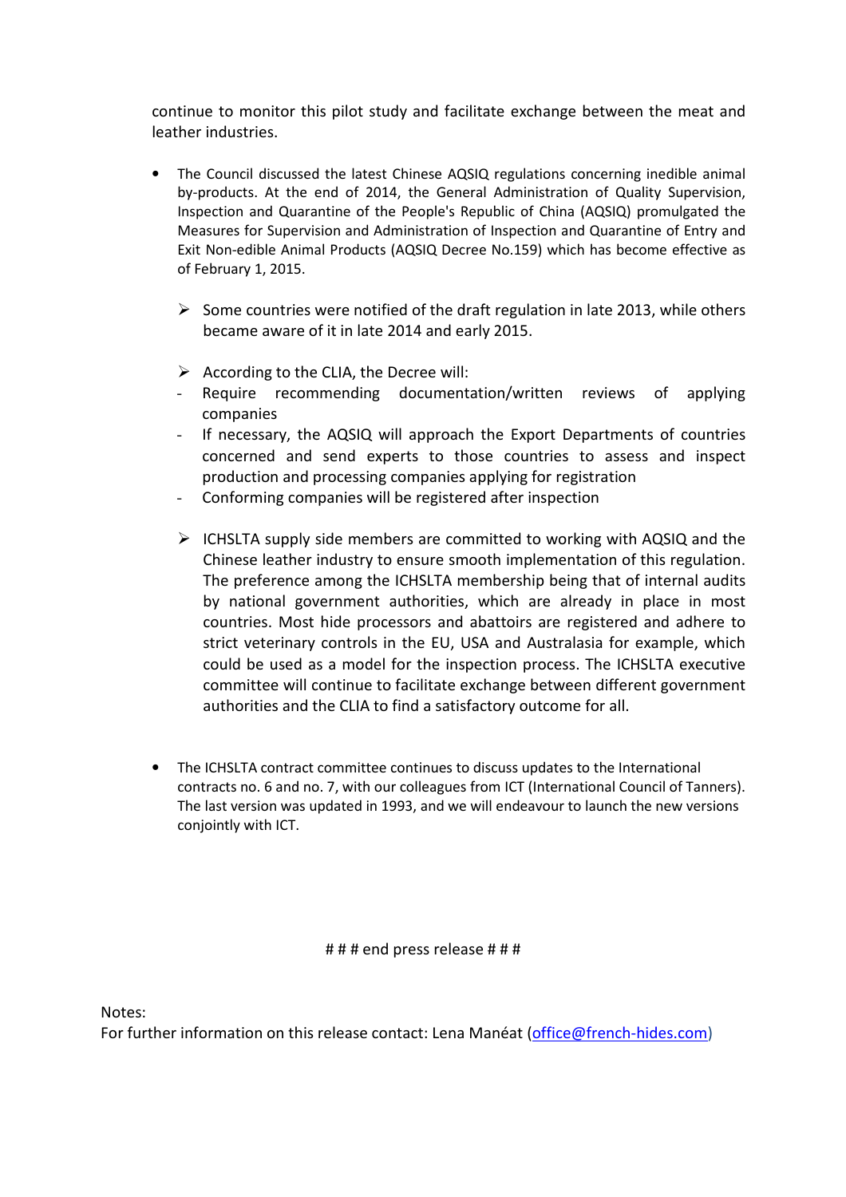continue to monitor this pilot study and facilitate exchange between the meat and leather industries.

- The Council discussed the latest Chinese AQSIQ regulations concerning inedible animal by-products. At the end of 2014, the General Administration of Quality Supervision, Inspection and Quarantine of the People's Republic of China (AQSIQ) promulgated the Measures for Supervision and Administration of Inspection and Quarantine of Entry and Exit Non-edible Animal Products (AQSIQ Decree No.159) which has become effective as of February 1, 2015.

  - Some countries were notified of the draft regulation in late 2013, while others became aware of it in late 2014 and early 2015.

  - According to the CLIA, the Decree will:
    - Require recommending documentation/written reviews of applying companies
    - If necessary, the AQSIQ will approach the Export Departments of countries concerned and send experts to those countries to assess and inspect production and processing companies applying for registration
    - Conforming companies will be registered after inspection

  - ICHSLTA supply side members are committed to working with AQSIQ and the Chinese leather industry to ensure smooth implementation of this regulation. The preference among the ICHSLTA membership being that of internal audits by national government authorities, which are already in place in most countries. Most hide processors and abattoirs are registered and adhere to strict veterinary controls in the EU, USA and Australasia for example, which could be used as a model for the inspection process. The ICHSLTA executive committee will continue to facilitate exchange between different government authorities and the CLIA to find a satisfactory outcome for all.

- The ICHSLTA contract committee continues to discuss updates to the International contracts no. 6 and no. 7, with our colleagues from ICT (International Council of Tanners). The last version was updated in 1993, and we will endeavour to launch the new versions conjointly with ICT.

# # # end press release # # #

Notes:
For further information on this release contact: Lena Manéat (office@french-hides.com)